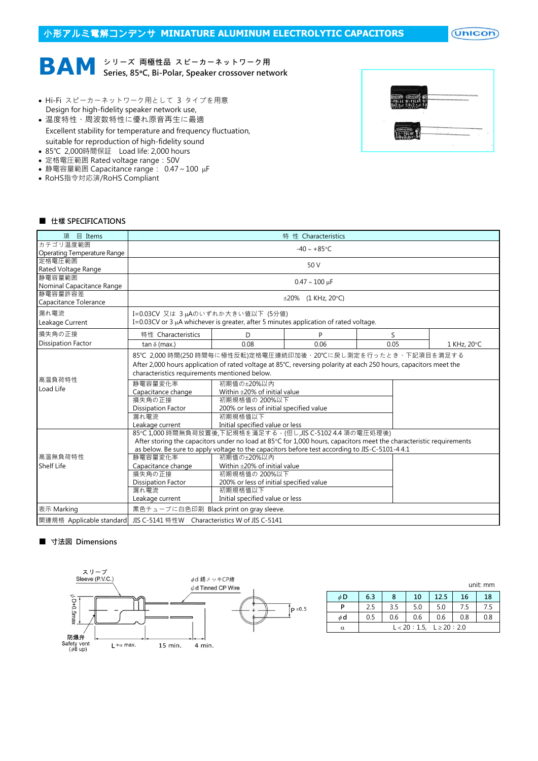# 小形アルミ電解コンデンサ MINIATURE ALUMINUM ELECTROLYTIC CAPACITORS

# BAM シリーズ 両極性品 スピーカーネットワーク用
**Series, 85°C, Bi-Polar, Speaker crossover network**

- Hi-Fi スピーカーネットワーク用として 3 タイプを用意
  Design for high-fidelity speaker network use,
- 温度特性、周波数特性に優れ原音再生に最適
  Excellent stability for temperature and frequency fluctuation,
  suitable for reproduction of high-fidelity sound
- 85℃ 2,000時間保証 Load life: 2,000 hours
- 定格電圧範囲 Rated voltage range：50V
- 静電容量範囲 Capacitance range： 0.47 ~ 100 μF
- RoHS指令対応済/RoHS Compliant

## ■ 仕様 SPECIFICATIONS

| 項 目 Items | 特 性 Characteristics | | | | |
|---|---|---|---|---|---|
| カテゴリ温度範囲 Operating Temperature Range | -40 ~ +85°C | | | | |
| 定格電圧範囲 Rated Voltage Range | 50 V | | | | |
| 静電容量範囲 Nominal Capacitance Range | 0.47 ~ 100 μF | | | | |
| 静電容量許容差 Capacitance Tolerance | ±20% (1 KHz, 20°C) | | | | |
| 漏れ電流 Leakage Current | I=0.03CV 又は 3 μAのいずれか大きい値以下 (5分値) I=0.03CV or 3 μA whichever is greater, after 5 minutes application of rated voltage. | | | | |
| 損失角の正接 Dissipation Factor | 特性 Characteristics | D | P | S | |
| | tan δ (max.) | 0.08 | 0.06 | 0.05 | 1 KHz, 20°C |
| 高温負荷特性 Load Life | 85℃ 2,000 時間(250 時間毎に極性反転)定格電圧連続印加後、20℃に戻し測定を行ったとき、下記項目を満足する After 2,000 hours application of rated voltage at 85°C, reversing polarity at each 250 hours, capacitors meet the characteristics requirements mentioned below. | | | | |
| | 静電容量変化率 Capacitance change | 初期値の±20%以内 Within ±20% of initial value | | | |
| | 損失角の正接 Dissipation Factor | 初期規格値の 200%以下 200% or less of initial specified value | | | |
| | 漏れ電流 Leakage current | 初期規格値以下 Initial specified value or less | | | |
| 高温無負荷特性 Shelf Life | 85°C 1,000 時間無負荷放置後,下記規格を満足する。(但し,JIS C-5102 4.4 項の電圧処理後) After storing the capacitors under no load at 85°C for 1,000 hours, capacitors meet the characteristic requirements as below. Be sure to apply voltage to the capacitors before test according to JIS-C-5101-4 4.1 | | | | |
| | 静電容量変化率 Capacitance change | 初期値の±20%以内 Within ±20% of initial value | | | |
| | 損失角の正接 Dissipation Factor | 初期規格値の 200%以下 200% or less of initial specified value | | | |
| | 漏れ電流 Leakage current | 初期規格値以下 Initial specified value or less | | | |
| 表示 Marking | 黒色チューブに白色印刷 Black print on gray sleeve. | | | | |
| 関連規格 Applicable standard | JIS C-5141 特性W Characteristics W of JIS C-5141 | | | | |

## ■ 寸法図 Dimensions

スリーブ Sleeve (P.V.C.)
φd 錫メッキCP線 φd Tinned CP Wire
φD+0.5max
P ±0.5
防爆弁 Safety vent (φ8 up)
L+α max. 15 min. 4 min.

unit: mm

| φD | 6.3 | 8 | 10 | 12.5 | 16 | 18 |
|---|---|---|---|---|---|---|
| P | 2.5 | 3.5 | 5.0 | 5.0 | 7.5 | 7.5 |
| φd | 0.5 | 0.6 | 0.6 | 0.6 | 0.8 | 0.8 |
| α | L < 20 : 1.5, L ≥ 20 : 2.0 | | | | | |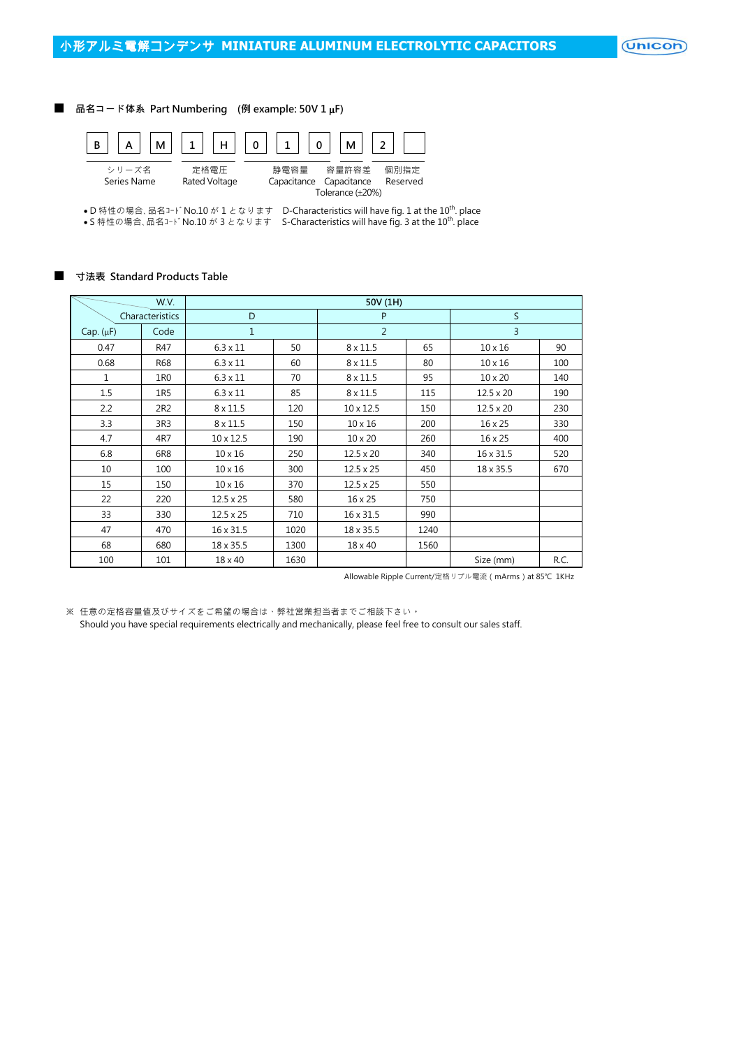# 小形アルミ電解コンデンサ MINIATURE ALUMINUM ELECTROLYTIC CAPACITORS

## ■ 品名コード体系 Part Numbering (例 example: 50V 1 μF)

| B | A | M | 1 | H | 0 | 1 | 0 | M | 2 | |
|---|---|---|---|---|---|---|---|---|---|---|

| シリーズ名 Series Name | 定格電圧 Rated Voltage | 静電容量 Capacitance | 容量許容差 Capacitance Tolerance (±20%) | 個別指定 Reserved |
|---|---|---|---|---|

- D 特性の場合、品名ｺｰﾄﾞ No.10 が 1 となります D-Characteristics will have fig. 1 at the 10th. place
- S 特性の場合、品名ｺｰﾄﾞ No.10 が 3 となります S-Characteristics will have fig. 3 at the 10th. place

## ■ 寸法表 Standard Products Table

| W.V. | | 50V (1H) | | | | | |
|---|---|---|---|---|---|---|---|
| Characteristics | | D | | P | | S | |
| Cap. (μF) | Code | 1 | | 2 | | 3 | |
| 0.47 | R47 | 6.3 x 11 | 50 | 8 x 11.5 | 65 | 10 x 16 | 90 |
| 0.68 | R68 | 6.3 x 11 | 60 | 8 x 11.5 | 80 | 10 x 16 | 100 |
| 1 | 1R0 | 6.3 x 11 | 70 | 8 x 11.5 | 95 | 10 x 20 | 140 |
| 1.5 | 1R5 | 6.3 x 11 | 85 | 8 x 11.5 | 115 | 12.5 x 20 | 190 |
| 2.2 | 2R2 | 8 x 11.5 | 120 | 10 x 12.5 | 150 | 12.5 x 20 | 230 |
| 3.3 | 3R3 | 8 x 11.5 | 150 | 10 x 16 | 200 | 16 x 25 | 330 |
| 4.7 | 4R7 | 10 x 12.5 | 190 | 10 x 20 | 260 | 16 x 25 | 400 |
| 6.8 | 6R8 | 10 x 16 | 250 | 12.5 x 20 | 340 | 16 x 31.5 | 520 |
| 10 | 100 | 10 x 16 | 300 | 12.5 x 25 | 450 | 18 x 35.5 | 670 |
| 15 | 150 | 10 x 16 | 370 | 12.5 x 25 | 550 | | |
| 22 | 220 | 12.5 x 25 | 580 | 16 x 25 | 750 | | |
| 33 | 330 | 12.5 x 25 | 710 | 16 x 31.5 | 990 | | |
| 47 | 470 | 16 x 31.5 | 1020 | 18 x 35.5 | 1240 | | |
| 68 | 680 | 18 x 35.5 | 1300 | 18 x 40 | 1560 | | |
| 100 | 101 | 18 x 40 | 1630 | | | Size (mm) | R.C. |

Allowable Ripple Current/定格リプル電流（mArms）at 85℃ 1KHz

※ 任意の定格容量値及びサイズをご希望の場合は、弊社営業担当者までご相談下さい。
Should you have special requirements electrically and mechanically, please feel free to consult our sales staff.